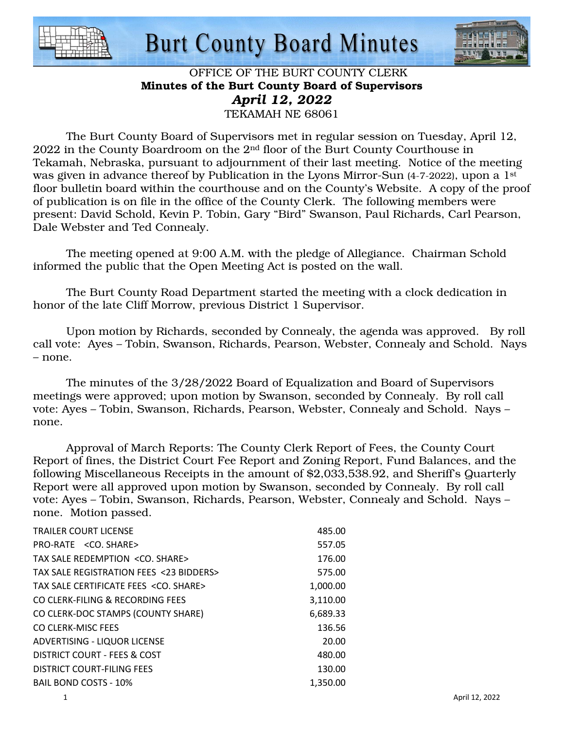# Burt County Board Minutes

OFFICE OF THE BURT COUNTY CLERK

**Minutes of the Burt County Board of Supervisors**

***April 12, 2022***

TEKAMAH NE 68061

The Burt County Board of Supervisors met in regular session on Tuesday, April 12, 2022 in the County Boardroom on the 2nd floor of the Burt County Courthouse in Tekamah, Nebraska, pursuant to adjournment of their last meeting. Notice of the meeting was given in advance thereof by Publication in the Lyons Mirror-Sun (4-7-2022), upon a 1st floor bulletin board within the courthouse and on the County's Website. A copy of the proof of publication is on file in the office of the County Clerk. The following members were present: David Schold, Kevin P. Tobin, Gary "Bird" Swanson, Paul Richards, Carl Pearson, Dale Webster and Ted Connealy.

The meeting opened at 9:00 A.M. with the pledge of Allegiance. Chairman Schold informed the public that the Open Meeting Act is posted on the wall.

The Burt County Road Department started the meeting with a clock dedication in honor of the late Cliff Morrow, previous District 1 Supervisor.

Upon motion by Richards, seconded by Connealy, the agenda was approved. By roll call vote: Ayes – Tobin, Swanson, Richards, Pearson, Webster, Connealy and Schold. Nays – none.

The minutes of the 3/28/2022 Board of Equalization and Board of Supervisors meetings were approved; upon motion by Swanson, seconded by Connealy. By roll call vote: Ayes – Tobin, Swanson, Richards, Pearson, Webster, Connealy and Schold. Nays – none.

Approval of March Reports: The County Clerk Report of Fees, the County Court Report of fines, the District Court Fee Report and Zoning Report, Fund Balances, and the following Miscellaneous Receipts in the amount of $2,033,538.92, and Sheriff's Quarterly Report were all approved upon motion by Swanson, seconded by Connealy. By roll call vote: Ayes – Tobin, Swanson, Richards, Pearson, Webster, Connealy and Schold. Nays – none. Motion passed.

| | |
|---|---:|
| TRAILER COURT LICENSE | 485.00 |
| PRO-RATE <CO. SHARE> | 557.05 |
| TAX SALE REDEMPTION <CO. SHARE> | 176.00 |
| TAX SALE REGISTRATION FEES <23 BIDDERS> | 575.00 |
| TAX SALE CERTIFICATE FEES <CO. SHARE> | 1,000.00 |
| CO CLERK-FILING & RECORDING FEES | 3,110.00 |
| CO CLERK-DOC STAMPS (COUNTY SHARE) | 6,689.33 |
| CO CLERK-MISC FEES | 136.56 |
| ADVERTISING - LIQUOR LICENSE | 20.00 |
| DISTRICT COURT - FEES & COST | 480.00 |
| DISTRICT COURT-FILING FEES | 130.00 |
| BAIL BOND COSTS - 10% | 1,350.00 |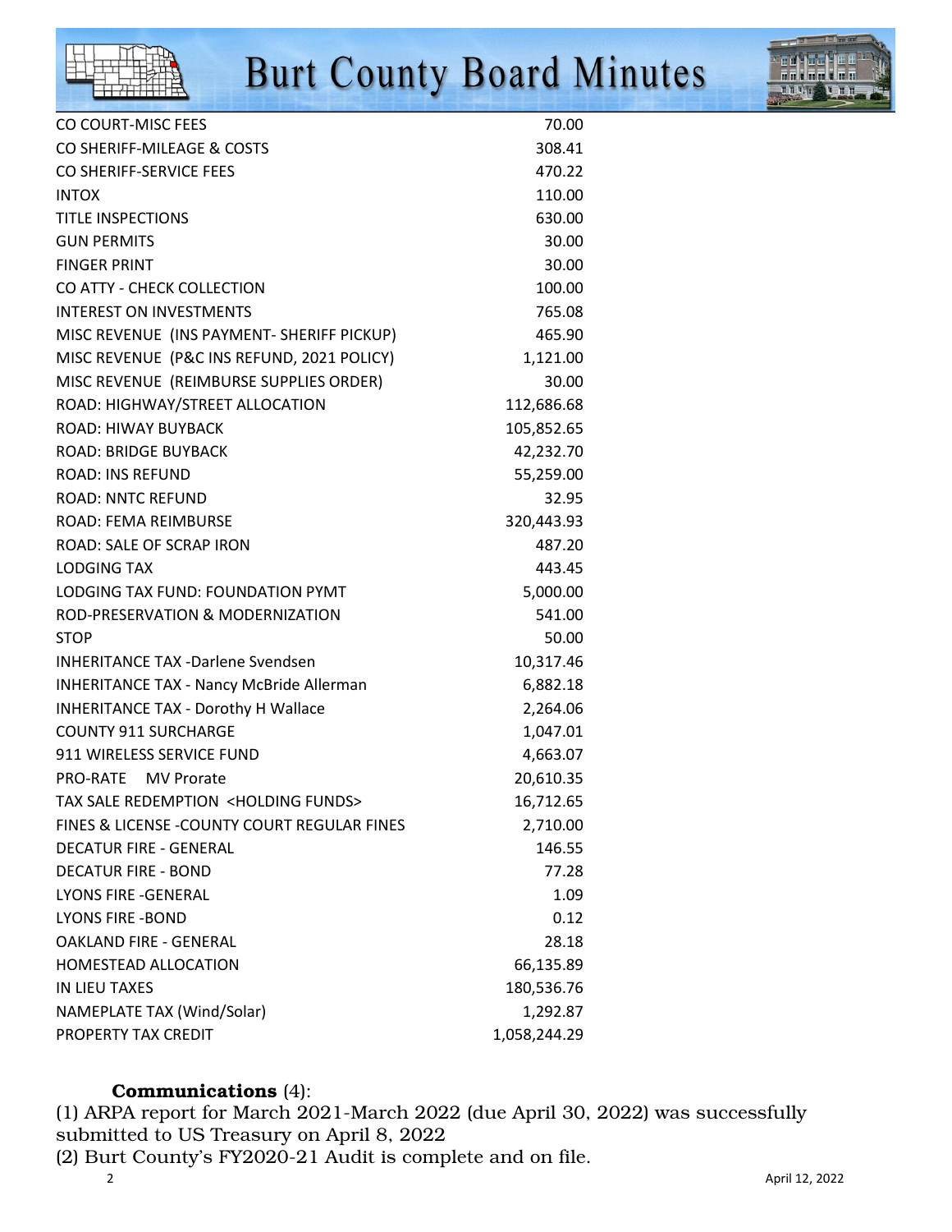| | |
|---|---|
| CO COURT-MISC FEES | 70.00 |
| CO SHERIFF-MILEAGE & COSTS | 308.41 |
| CO SHERIFF-SERVICE FEES | 470.22 |
| INTOX | 110.00 |
| TITLE INSPECTIONS | 630.00 |
| GUN PERMITS | 30.00 |
| FINGER PRINT | 30.00 |
| CO ATTY - CHECK COLLECTION | 100.00 |
| INTEREST ON INVESTMENTS | 765.08 |
| MISC REVENUE (INS PAYMENT- SHERIFF PICKUP) | 465.90 |
| MISC REVENUE (P&C INS REFUND, 2021 POLICY) | 1,121.00 |
| MISC REVENUE (REIMBURSE SUPPLIES ORDER) | 30.00 |
| ROAD: HIGHWAY/STREET ALLOCATION | 112,686.68 |
| ROAD: HIWAY BUYBACK | 105,852.65 |
| ROAD: BRIDGE BUYBACK | 42,232.70 |
| ROAD: INS REFUND | 55,259.00 |
| ROAD: NNTC REFUND | 32.95 |
| ROAD: FEMA REIMBURSE | 320,443.93 |
| ROAD: SALE OF SCRAP IRON | 487.20 |
| LODGING TAX | 443.45 |
| LODGING TAX FUND: FOUNDATION PYMT | 5,000.00 |
| ROD-PRESERVATION & MODERNIZATION | 541.00 |
| STOP | 50.00 |
| INHERITANCE TAX -Darlene Svendsen | 10,317.46 |
| INHERITANCE TAX - Nancy McBride Allerman | 6,882.18 |
| INHERITANCE TAX - Dorothy H Wallace | 2,264.06 |
| COUNTY 911 SURCHARGE | 1,047.01 |
| 911 WIRELESS SERVICE FUND | 4,663.07 |
| PRO-RATE MV Prorate | 20,610.35 |
| TAX SALE REDEMPTION <HOLDING FUNDS> | 16,712.65 |
| FINES & LICENSE -COUNTY COURT REGULAR FINES | 2,710.00 |
| DECATUR FIRE - GENERAL | 146.55 |
| DECATUR FIRE - BOND | 77.28 |
| LYONS FIRE -GENERAL | 1.09 |
| LYONS FIRE -BOND | 0.12 |
| OAKLAND FIRE - GENERAL | 28.18 |
| HOMESTEAD ALLOCATION | 66,135.89 |
| IN LIEU TAXES | 180,536.76 |
| NAMEPLATE TAX (Wind/Solar) | 1,292.87 |
| PROPERTY TAX CREDIT | 1,058,244.29 |

**Communications** (4):

(1) ARPA report for March 2021-March 2022 (due April 30, 2022) was successfully submitted to US Treasury on April 8, 2022

(2) Burt County's FY2020-21 Audit is complete and on file.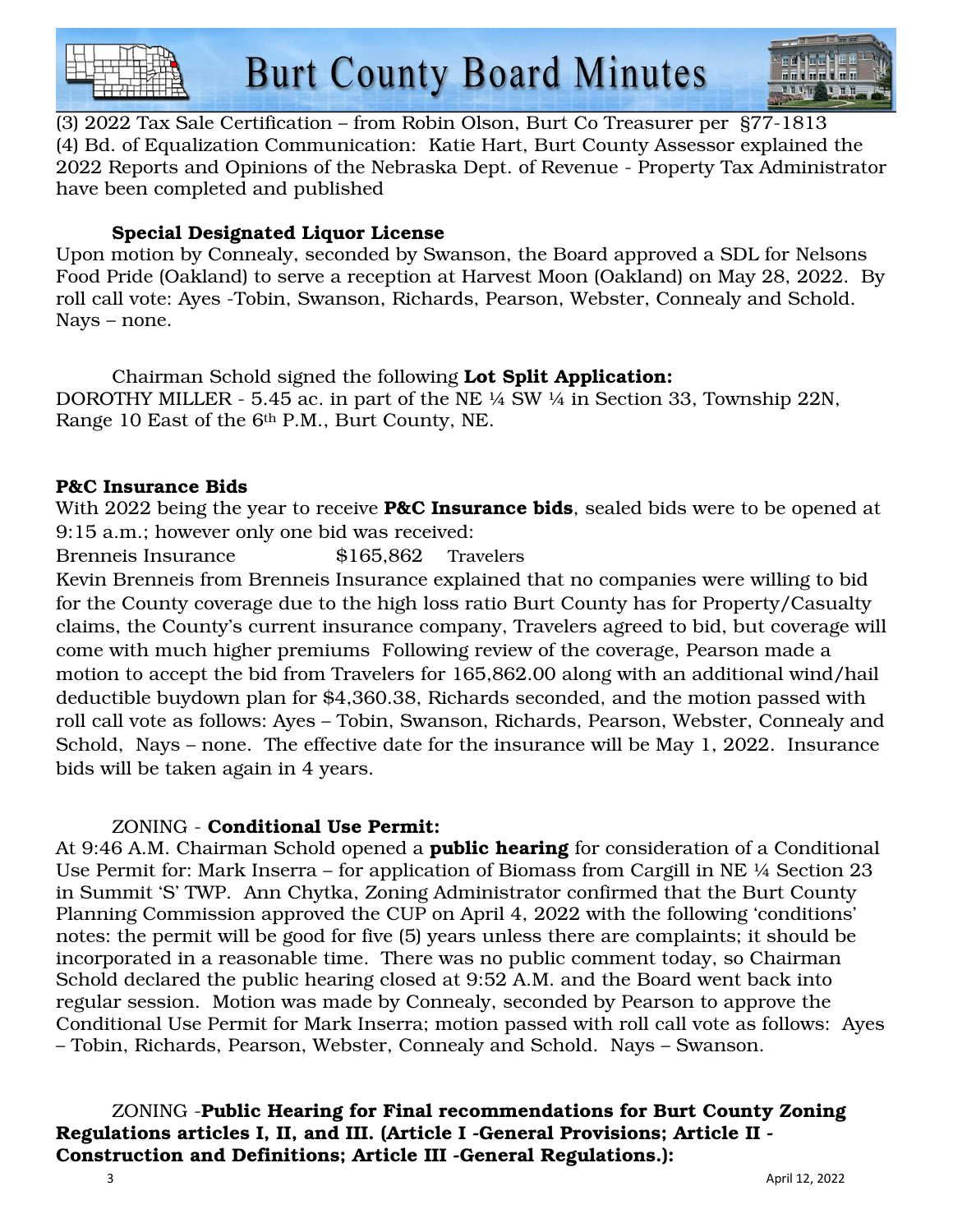(3) 2022 Tax Sale Certification – from Robin Olson, Burt Co Treasurer per §77-1813
(4) Bd. of Equalization Communication: Katie Hart, Burt County Assessor explained the 2022 Reports and Opinions of the Nebraska Dept. of Revenue - Property Tax Administrator have been completed and published

**Special Designated Liquor License**

Upon motion by Connealy, seconded by Swanson, the Board approved a SDL for Nelsons Food Pride (Oakland) to serve a reception at Harvest Moon (Oakland) on May 28, 2022. By roll call vote: Ayes -Tobin, Swanson, Richards, Pearson, Webster, Connealy and Schold. Nays – none.

Chairman Schold signed the following **Lot Split Application:**
DOROTHY MILLER - 5.45 ac. in part of the NE ¼ SW ¼ in Section 33, Township 22N, Range 10 East of the 6th P.M., Burt County, NE.

**P&C Insurance Bids**

With 2022 being the year to receive **P&C Insurance bids**, sealed bids were to be opened at 9:15 a.m.; however only one bid was received:

Brenneis Insurance $165,862 Travelers

Kevin Brenneis from Brenneis Insurance explained that no companies were willing to bid for the County coverage due to the high loss ratio Burt County has for Property/Casualty claims, the County's current insurance company, Travelers agreed to bid, but coverage will come with much higher premiums Following review of the coverage, Pearson made a motion to accept the bid from Travelers for 165,862.00 along with an additional wind/hail deductible buydown plan for $4,360.38, Richards seconded, and the motion passed with roll call vote as follows: Ayes – Tobin, Swanson, Richards, Pearson, Webster, Connealy and Schold, Nays – none. The effective date for the insurance will be May 1, 2022. Insurance bids will be taken again in 4 years.

ZONING - **Conditional Use Permit:**

At 9:46 A.M. Chairman Schold opened a **public hearing** for consideration of a Conditional Use Permit for: Mark Inserra – for application of Biomass from Cargill in NE ¼ Section 23 in Summit 'S' TWP. Ann Chytka, Zoning Administrator confirmed that the Burt County Planning Commission approved the CUP on April 4, 2022 with the following 'conditions' notes: the permit will be good for five (5) years unless there are complaints; it should be incorporated in a reasonable time. There was no public comment today, so Chairman Schold declared the public hearing closed at 9:52 A.M. and the Board went back into regular session. Motion was made by Connealy, seconded by Pearson to approve the Conditional Use Permit for Mark Inserra; motion passed with roll call vote as follows: Ayes – Tobin, Richards, Pearson, Webster, Connealy and Schold. Nays – Swanson.

ZONING -**Public Hearing for Final recommendations for Burt County Zoning Regulations articles I, II, and III. (Article I -General Provisions; Article II - Construction and Definitions; Article III -General Regulations.):**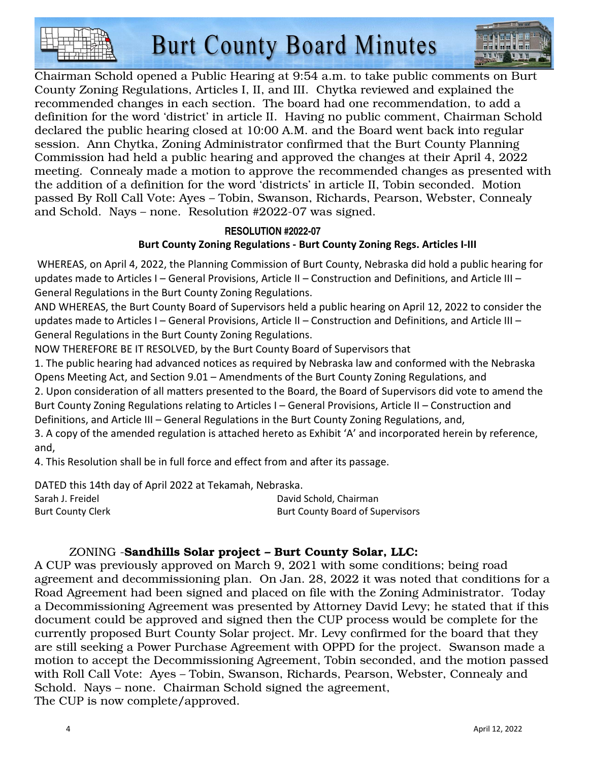Chairman Schold opened a Public Hearing at 9:54 a.m. to take public comments on Burt County Zoning Regulations, Articles I, II, and III. Chytka reviewed and explained the recommended changes in each section. The board had one recommendation, to add a definition for the word 'district' in article II. Having no public comment, Chairman Schold declared the public hearing closed at 10:00 A.M. and the Board went back into regular session. Ann Chytka, Zoning Administrator confirmed that the Burt County Planning Commission had held a public hearing and approved the changes at their April 4, 2022 meeting. Connealy made a motion to approve the recommended changes as presented with the addition of a definition for the word 'districts' in article II, Tobin seconded. Motion passed By Roll Call Vote: Ayes – Tobin, Swanson, Richards, Pearson, Webster, Connealy and Schold. Nays – none. Resolution #2022-07 was signed.

**RESOLUTION #2022-07**

**Burt County Zoning Regulations - Burt County Zoning Regs. Articles I-III**

WHEREAS, on April 4, 2022, the Planning Commission of Burt County, Nebraska did hold a public hearing for updates made to Articles I – General Provisions, Article II – Construction and Definitions, and Article III – General Regulations in the Burt County Zoning Regulations.

AND WHEREAS, the Burt County Board of Supervisors held a public hearing on April 12, 2022 to consider the updates made to Articles I – General Provisions, Article II – Construction and Definitions, and Article III – General Regulations in the Burt County Zoning Regulations.

NOW THEREFORE BE IT RESOLVED, by the Burt County Board of Supervisors that

1. The public hearing had advanced notices as required by Nebraska law and conformed with the Nebraska Opens Meeting Act, and Section 9.01 – Amendments of the Burt County Zoning Regulations, and
2. Upon consideration of all matters presented to the Board, the Board of Supervisors did vote to amend the Burt County Zoning Regulations relating to Articles I – General Provisions, Article II – Construction and Definitions, and Article III – General Regulations in the Burt County Zoning Regulations, and,
3. A copy of the amended regulation is attached hereto as Exhibit 'A' and incorporated herein by reference, and,
4. This Resolution shall be in full force and effect from and after its passage.

DATED this 14th day of April 2022 at Tekamah, Nebraska.

Sarah J. Freidel
Burt County Clerk

David Schold, Chairman
Burt County Board of Supervisors

ZONING -**Sandhills Solar project – Burt County Solar, LLC:**

A CUP was previously approved on March 9, 2021 with some conditions; being road agreement and decommissioning plan. On Jan. 28, 2022 it was noted that conditions for a Road Agreement had been signed and placed on file with the Zoning Administrator. Today a Decommissioning Agreement was presented by Attorney David Levy; he stated that if this document could be approved and signed then the CUP process would be complete for the currently proposed Burt County Solar project. Mr. Levy confirmed for the board that they are still seeking a Power Purchase Agreement with OPPD for the project. Swanson made a motion to accept the Decommissioning Agreement, Tobin seconded, and the motion passed with Roll Call Vote: Ayes – Tobin, Swanson, Richards, Pearson, Webster, Connealy and Schold. Nays – none. Chairman Schold signed the agreement,
The CUP is now complete/approved.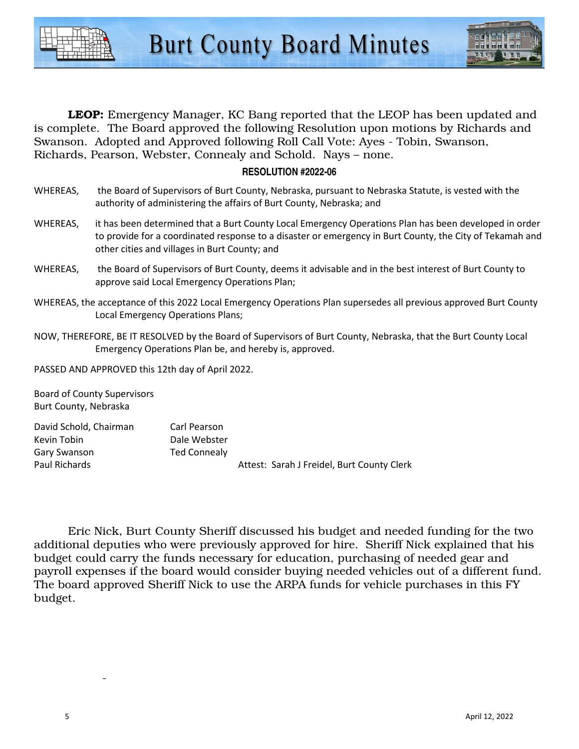**LEOP:** Emergency Manager, KC Bang reported that the LEOP has been updated and is complete. The Board approved the following Resolution upon motions by Richards and Swanson. Adopted and Approved following Roll Call Vote: Ayes - Tobin, Swanson, Richards, Pearson, Webster, Connealy and Schold. Nays – none.

**RESOLUTION #2022-06**

WHEREAS, the Board of Supervisors of Burt County, Nebraska, pursuant to Nebraska Statute, is vested with the authority of administering the affairs of Burt County, Nebraska; and

WHEREAS, it has been determined that a Burt County Local Emergency Operations Plan has been developed in order to provide for a coordinated response to a disaster or emergency in Burt County, the City of Tekamah and other cities and villages in Burt County; and

WHEREAS, the Board of Supervisors of Burt County, deems it advisable and in the best interest of Burt County to approve said Local Emergency Operations Plan;

WHEREAS, the acceptance of this 2022 Local Emergency Operations Plan supersedes all previous approved Burt County Local Emergency Operations Plans;

NOW, THEREFORE, BE IT RESOLVED by the Board of Supervisors of Burt County, Nebraska, that the Burt County Local Emergency Operations Plan be, and hereby is, approved.

PASSED AND APPROVED this 12th day of April 2022.

Board of County Supervisors
Burt County, Nebraska

David Schold, Chairman
Kevin Tobin
Gary Swanson
Paul Richards
Carl Pearson
Dale Webster
Ted Connealy

Attest: Sarah J Freidel, Burt County Clerk

Eric Nick, Burt County Sheriff discussed his budget and needed funding for the two additional deputies who were previously approved for hire. Sheriff Nick explained that his budget could carry the funds necessary for education, purchasing of needed gear and payroll expenses if the board would consider buying needed vehicles out of a different fund. The board approved Sheriff Nick to use the ARPA funds for vehicle purchases in this FY budget.

-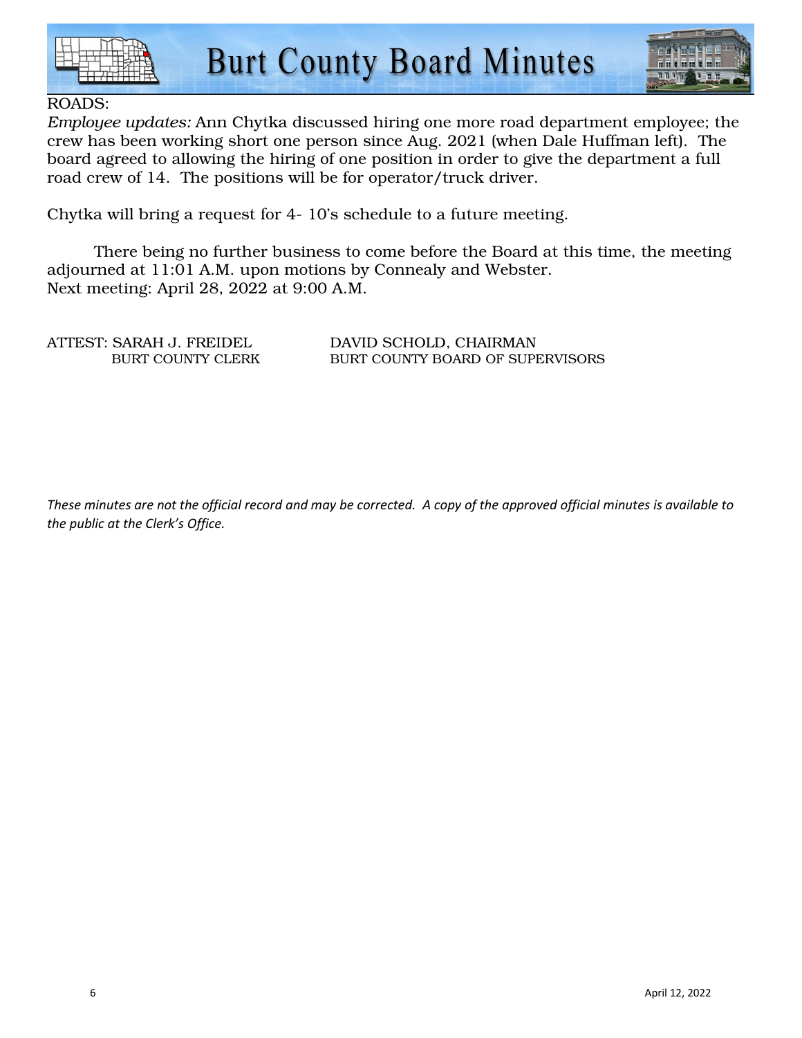ROADS:

*Employee updates:* Ann Chytka discussed hiring one more road department employee; the crew has been working short one person since Aug. 2021 (when Dale Huffman left). The board agreed to allowing the hiring of one position in order to give the department a full road crew of 14. The positions will be for operator/truck driver.

Chytka will bring a request for 4- 10's schedule to a future meeting.

There being no further business to come before the Board at this time, the meeting adjourned at 11:01 A.M. upon motions by Connealy and Webster.
Next meeting: April 28, 2022 at 9:00 A.M.

ATTEST: SARAH J. FREIDEL
BURT COUNTY CLERK

DAVID SCHOLD, CHAIRMAN
BURT COUNTY BOARD OF SUPERVISORS

*These minutes are not the official record and may be corrected. A copy of the approved official minutes is available to the public at the Clerk's Office.*